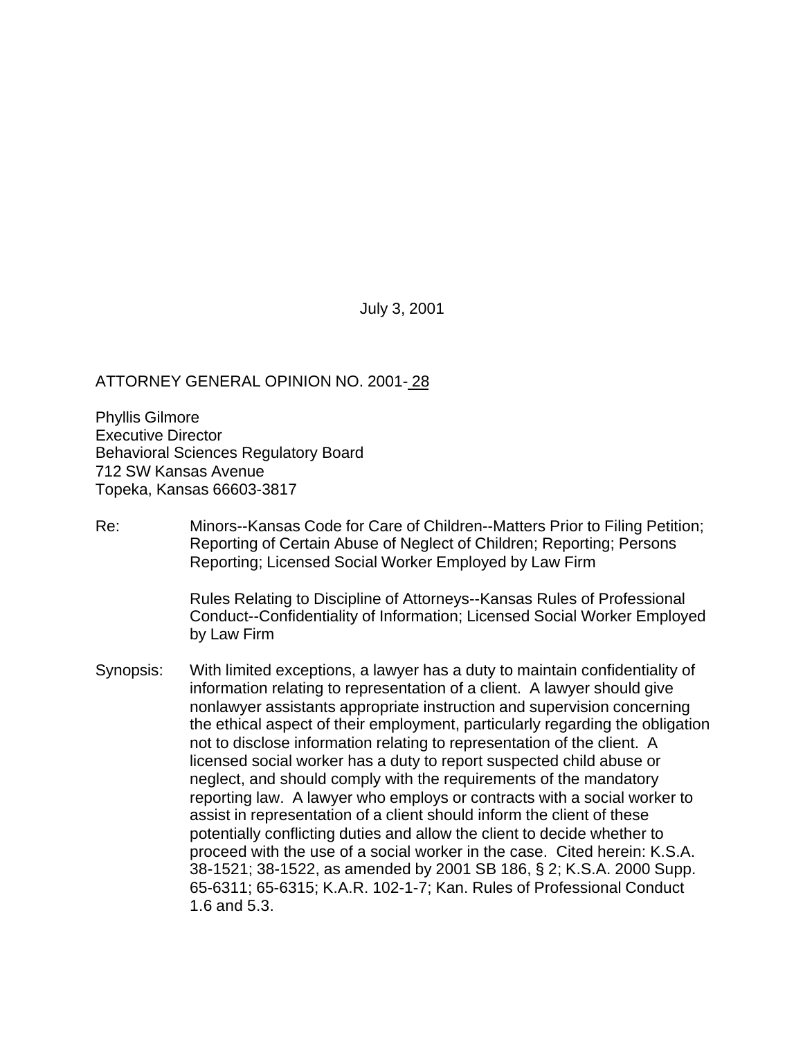July 3, 2001

ATTORNEY GENERAL OPINION NO. 2001- 28

Phyllis Gilmore
Executive Director
Behavioral Sciences Regulatory Board
712 SW Kansas Avenue
Topeka, Kansas 66603-3817

Re: Minors--Kansas Code for Care of Children--Matters Prior to Filing Petition; Reporting of Certain Abuse of Neglect of Children; Reporting; Persons Reporting; Licensed Social Worker Employed by Law Firm

Rules Relating to Discipline of Attorneys--Kansas Rules of Professional Conduct--Confidentiality of Information; Licensed Social Worker Employed by Law Firm

Synopsis: With limited exceptions, a lawyer has a duty to maintain confidentiality of information relating to representation of a client. A lawyer should give nonlawyer assistants appropriate instruction and supervision concerning the ethical aspect of their employment, particularly regarding the obligation not to disclose information relating to representation of the client. A licensed social worker has a duty to report suspected child abuse or neglect, and should comply with the requirements of the mandatory reporting law. A lawyer who employs or contracts with a social worker to assist in representation of a client should inform the client of these potentially conflicting duties and allow the client to decide whether to proceed with the use of a social worker in the case. Cited herein: K.S.A. 38-1521; 38-1522, as amended by 2001 SB 186, § 2; K.S.A. 2000 Supp. 65-6311; 65-6315; K.A.R. 102-1-7; Kan. Rules of Professional Conduct 1.6 and 5.3.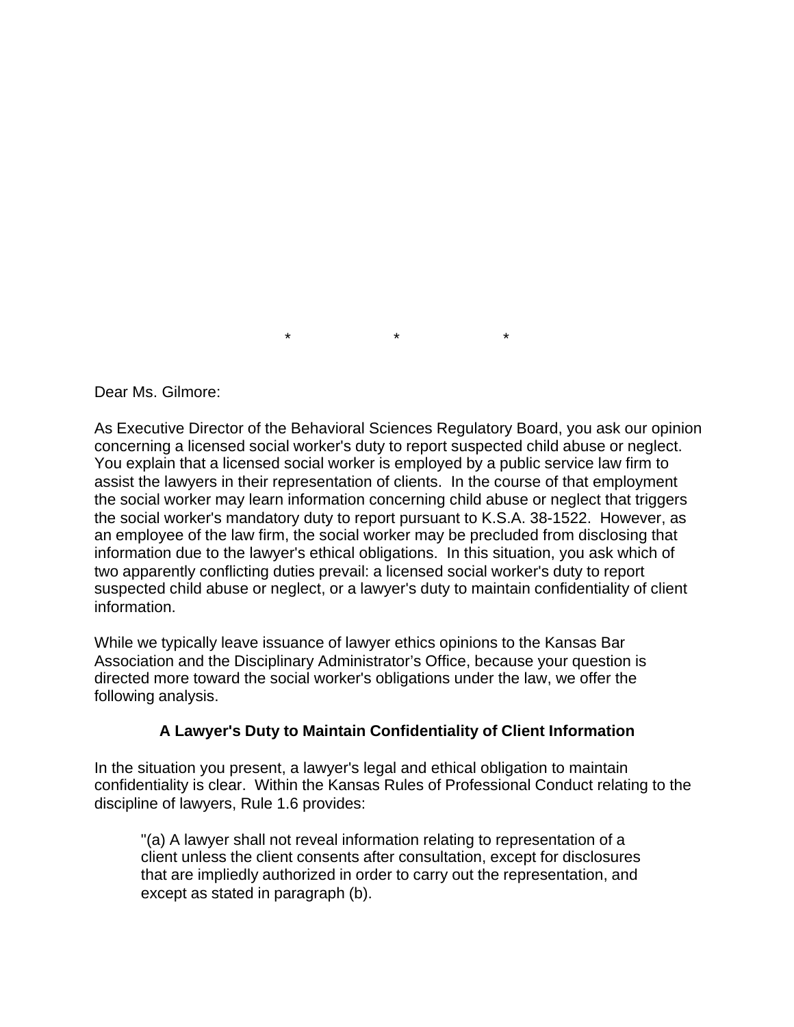\*                    \*                    \*

Dear Ms. Gilmore:

As Executive Director of the Behavioral Sciences Regulatory Board, you ask our opinion concerning a licensed social worker's duty to report suspected child abuse or neglect. You explain that a licensed social worker is employed by a public service law firm to assist the lawyers in their representation of clients. In the course of that employment the social worker may learn information concerning child abuse or neglect that triggers the social worker's mandatory duty to report pursuant to K.S.A. 38-1522. However, as an employee of the law firm, the social worker may be precluded from disclosing that information due to the lawyer's ethical obligations. In this situation, you ask which of two apparently conflicting duties prevail: a licensed social worker's duty to report suspected child abuse or neglect, or a lawyer's duty to maintain confidentiality of client information.

While we typically leave issuance of lawyer ethics opinions to the Kansas Bar Association and the Disciplinary Administrator's Office, because your question is directed more toward the social worker's obligations under the law, we offer the following analysis.

**A Lawyer's Duty to Maintain Confidentiality of Client Information**

In the situation you present, a lawyer's legal and ethical obligation to maintain confidentiality is clear. Within the Kansas Rules of Professional Conduct relating to the discipline of lawyers, Rule 1.6 provides:

> "(a) A lawyer shall not reveal information relating to representation of a client unless the client consents after consultation, except for disclosures that are impliedly authorized in order to carry out the representation, and except as stated in paragraph (b).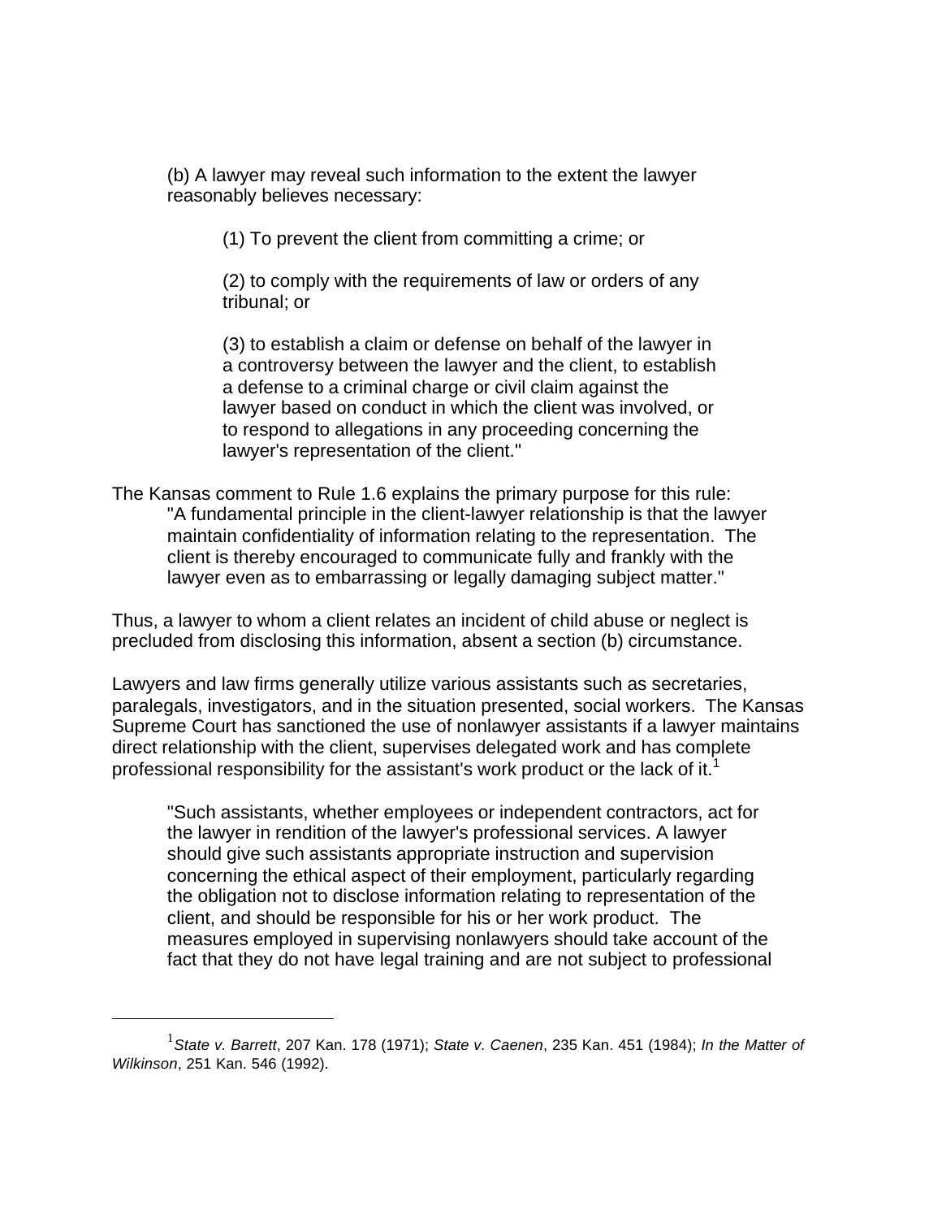> (b) A lawyer may reveal such information to the extent the lawyer reasonably believes necessary:
>
> > (1) To prevent the client from committing a crime; or
> >
> > (2) to comply with the requirements of law or orders of any tribunal; or
> >
> > (3) to establish a claim or defense on behalf of the lawyer in a controversy between the lawyer and the client, to establish a defense to a criminal charge or civil claim against the lawyer based on conduct in which the client was involved, or to respond to allegations in any proceeding concerning the lawyer's representation of the client."

The Kansas comment to Rule 1.6 explains the primary purpose for this rule:

> "A fundamental principle in the client-lawyer relationship is that the lawyer maintain confidentiality of information relating to the representation. The client is thereby encouraged to communicate fully and frankly with the lawyer even as to embarrassing or legally damaging subject matter."

Thus, a lawyer to whom a client relates an incident of child abuse or neglect is precluded from disclosing this information, absent a section (b) circumstance.

Lawyers and law firms generally utilize various assistants such as secretaries, paralegals, investigators, and in the situation presented, social workers. The Kansas Supreme Court has sanctioned the use of nonlawyer assistants if a lawyer maintains direct relationship with the client, supervises delegated work and has complete professional responsibility for the assistant's work product or the lack of it.[1]

> "Such assistants, whether employees or independent contractors, act for the lawyer in rendition of the lawyer's professional services. A lawyer should give such assistants appropriate instruction and supervision concerning the ethical aspect of their employment, particularly regarding the obligation not to disclose information relating to representation of the client, and should be responsible for his or her work product. The measures employed in supervising nonlawyers should take account of the fact that they do not have legal training and are not subject to professional

---

[1] *State v. Barrett*, 207 Kan. 178 (1971); *State v. Caenen*, 235 Kan. 451 (1984); *In the Matter of Wilkinson*, 251 Kan. 546 (1992).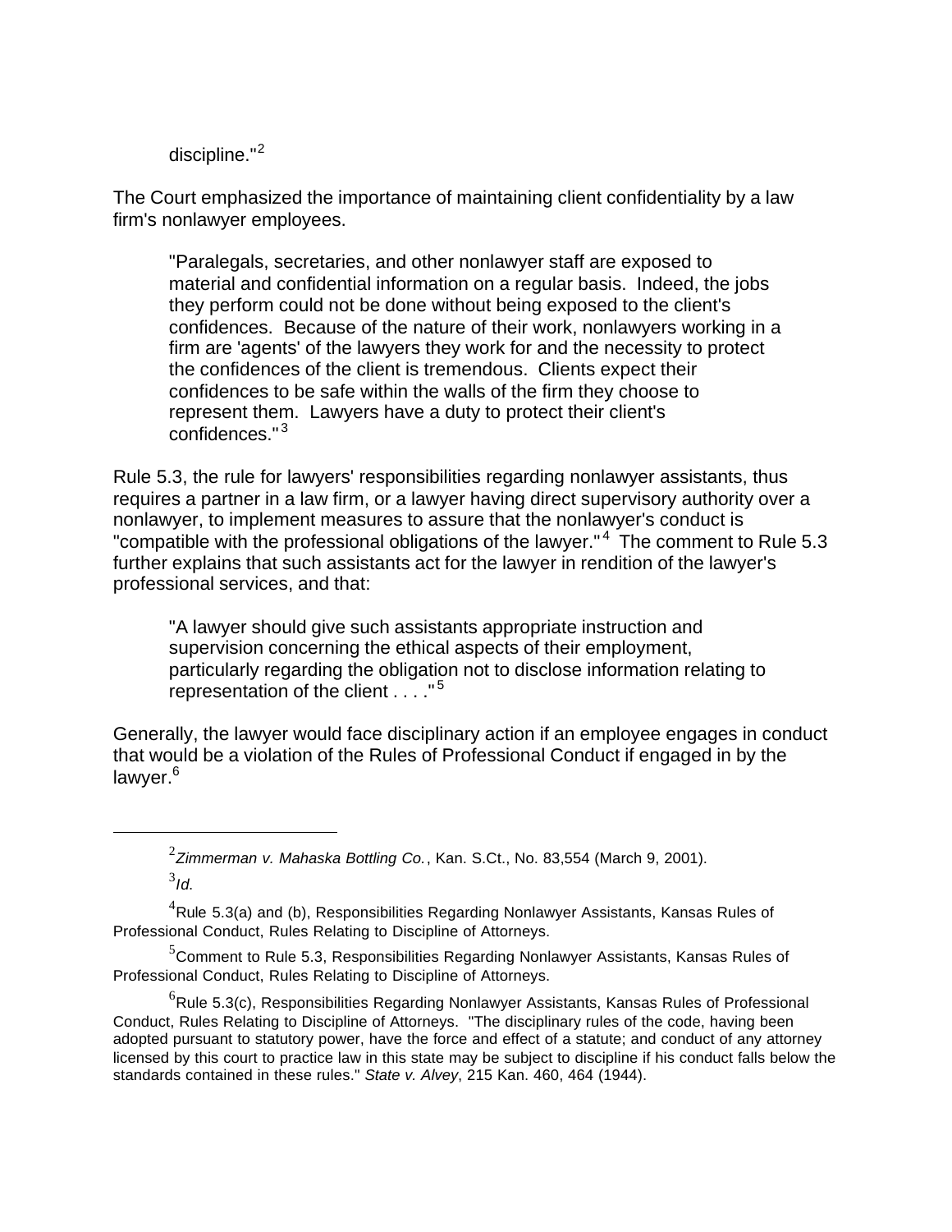discipline."[2]

The Court emphasized the importance of maintaining client confidentiality by a law firm's nonlawyer employees.

> "Paralegals, secretaries, and other nonlawyer staff are exposed to material and confidential information on a regular basis. Indeed, the jobs they perform could not be done without being exposed to the client's confidences. Because of the nature of their work, nonlawyers working in a firm are 'agents' of the lawyers they work for and the necessity to protect the confidences of the client is tremendous. Clients expect their confidences to be safe within the walls of the firm they choose to represent them. Lawyers have a duty to protect their client's confidences."[3]

Rule 5.3, the rule for lawyers' responsibilities regarding nonlawyer assistants, thus requires a partner in a law firm, or a lawyer having direct supervisory authority over a nonlawyer, to implement measures to assure that the nonlawyer's conduct is "compatible with the professional obligations of the lawyer."[4] The comment to Rule 5.3 further explains that such assistants act for the lawyer in rendition of the lawyer's professional services, and that:

> "A lawyer should give such assistants appropriate instruction and supervision concerning the ethical aspects of their employment, particularly regarding the obligation not to disclose information relating to representation of the client . . . ."[5]

Generally, the lawyer would face disciplinary action if an employee engages in conduct that would be a violation of the Rules of Professional Conduct if engaged in by the lawyer.[6]

---

[2] *Zimmerman v. Mahaska Bottling Co.*, Kan. S.Ct., No. 83,554 (March 9, 2001).

[3] *Id.*

[4] Rule 5.3(a) and (b), Responsibilities Regarding Nonlawyer Assistants, Kansas Rules of Professional Conduct, Rules Relating to Discipline of Attorneys.

[5] Comment to Rule 5.3, Responsibilities Regarding Nonlawyer Assistants, Kansas Rules of Professional Conduct, Rules Relating to Discipline of Attorneys.

[6] Rule 5.3(c), Responsibilities Regarding Nonlawyer Assistants, Kansas Rules of Professional Conduct, Rules Relating to Discipline of Attorneys. "The disciplinary rules of the code, having been adopted pursuant to statutory power, have the force and effect of a statute; and conduct of any attorney licensed by this court to practice law in this state may be subject to discipline if his conduct falls below the standards contained in these rules." *State v. Alvey*, 215 Kan. 460, 464 (1944).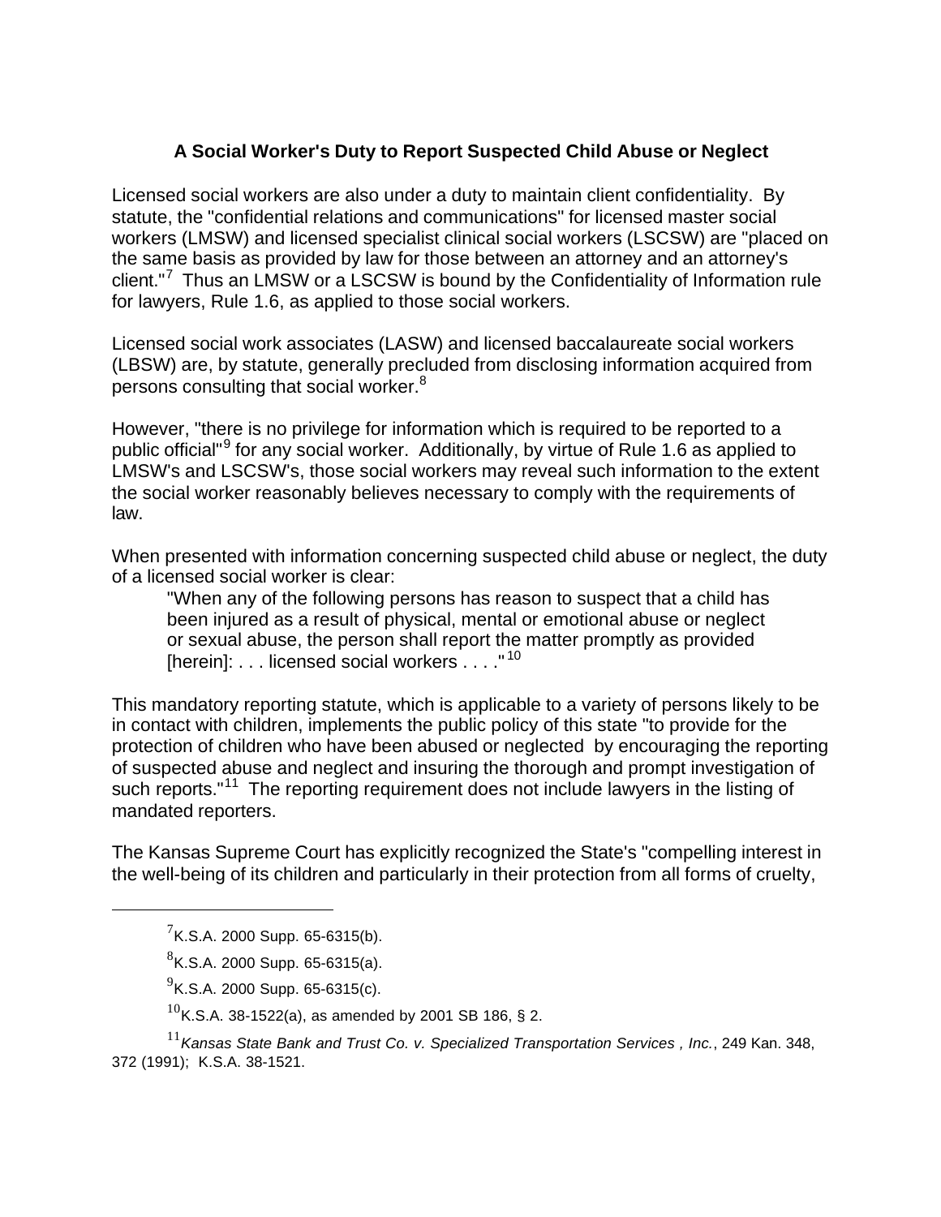## A Social Worker's Duty to Report Suspected Child Abuse or Neglect

Licensed social workers are also under a duty to maintain client confidentiality. By statute, the "confidential relations and communications" for licensed master social workers (LMSW) and licensed specialist clinical social workers (LSCSW) are "placed on the same basis as provided by law for those between an attorney and an attorney's client."[7] Thus an LMSW or a LSCSW is bound by the Confidentiality of Information rule for lawyers, Rule 1.6, as applied to those social workers.

Licensed social work associates (LASW) and licensed baccalaureate social workers (LBSW) are, by statute, generally precluded from disclosing information acquired from persons consulting that social worker.[8]

However, "there is no privilege for information which is required to be reported to a public official"[9] for any social worker. Additionally, by virtue of Rule 1.6 as applied to LMSW's and LSCSW's, those social workers may reveal such information to the extent the social worker reasonably believes necessary to comply with the requirements of law.

When presented with information concerning suspected child abuse or neglect, the duty of a licensed social worker is clear:

> "When any of the following persons has reason to suspect that a child has been injured as a result of physical, mental or emotional abuse or neglect or sexual abuse, the person shall report the matter promptly as provided [herein]: . . . licensed social workers . . . ."[10]

This mandatory reporting statute, which is applicable to a variety of persons likely to be in contact with children, implements the public policy of this state "to provide for the protection of children who have been abused or neglected by encouraging the reporting of suspected abuse and neglect and insuring the thorough and prompt investigation of such reports."[11] The reporting requirement does not include lawyers in the listing of mandated reporters.

The Kansas Supreme Court has explicitly recognized the State's "compelling interest in the well-being of its children and particularly in their protection from all forms of cruelty,

---

[7] K.S.A. 2000 Supp. 65-6315(b).

[8] K.S.A. 2000 Supp. 65-6315(a).

[9] K.S.A. 2000 Supp. 65-6315(c).

[10] K.S.A. 38-1522(a), as amended by 2001 SB 186, § 2.

[11] *Kansas State Bank and Trust Co. v. Specialized Transportation Services , Inc.*, 249 Kan. 348, 372 (1991); K.S.A. 38-1521.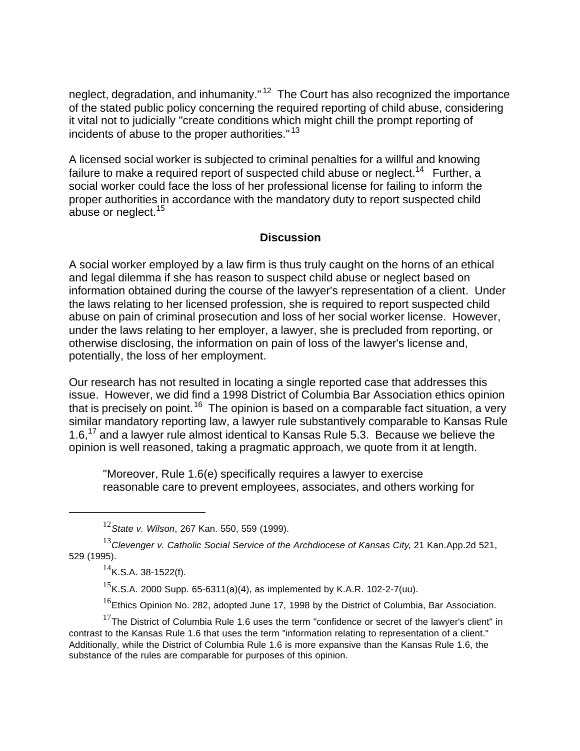neglect, degradation, and inhumanity."[12] The Court has also recognized the importance of the stated public policy concerning the required reporting of child abuse, considering it vital not to judicially "create conditions which might chill the prompt reporting of incidents of abuse to the proper authorities."[13]

A licensed social worker is subjected to criminal penalties for a willful and knowing failure to make a required report of suspected child abuse or neglect.[14] Further, a social worker could face the loss of her professional license for failing to inform the proper authorities in accordance with the mandatory duty to report suspected child abuse or neglect.[15]

## Discussion

A social worker employed by a law firm is thus truly caught on the horns of an ethical and legal dilemma if she has reason to suspect child abuse or neglect based on information obtained during the course of the lawyer's representation of a client. Under the laws relating to her licensed profession, she is required to report suspected child abuse on pain of criminal prosecution and loss of her social worker license. However, under the laws relating to her employer, a lawyer, she is precluded from reporting, or otherwise disclosing, the information on pain of loss of the lawyer's license and, potentially, the loss of her employment.

Our research has not resulted in locating a single reported case that addresses this issue. However, we did find a 1998 District of Columbia Bar Association ethics opinion that is precisely on point.[16] The opinion is based on a comparable fact situation, a very similar mandatory reporting law, a lawyer rule substantively comparable to Kansas Rule 1.6,[17] and a lawyer rule almost identical to Kansas Rule 5.3. Because we believe the opinion is well reasoned, taking a pragmatic approach, we quote from it at length.

> "Moreover, Rule 1.6(e) specifically requires a lawyer to exercise reasonable care to prevent employees, associates, and others working for

---

[12] *State v. Wilson*, 267 Kan. 550, 559 (1999).

[13] *Clevenger v. Catholic Social Service of the Archdiocese of Kansas City*, 21 Kan.App.2d 521, 529 (1995).

[14] K.S.A. 38-1522(f).

[15] K.S.A. 2000 Supp. 65-6311(a)(4), as implemented by K.A.R. 102-2-7(uu).

[16] Ethics Opinion No. 282, adopted June 17, 1998 by the District of Columbia, Bar Association.

[17] The District of Columbia Rule 1.6 uses the term "confidence or secret of the lawyer's client" in contrast to the Kansas Rule 1.6 that uses the term "information relating to representation of a client." Additionally, while the District of Columbia Rule 1.6 is more expansive than the Kansas Rule 1.6, the substance of the rules are comparable for purposes of this opinion.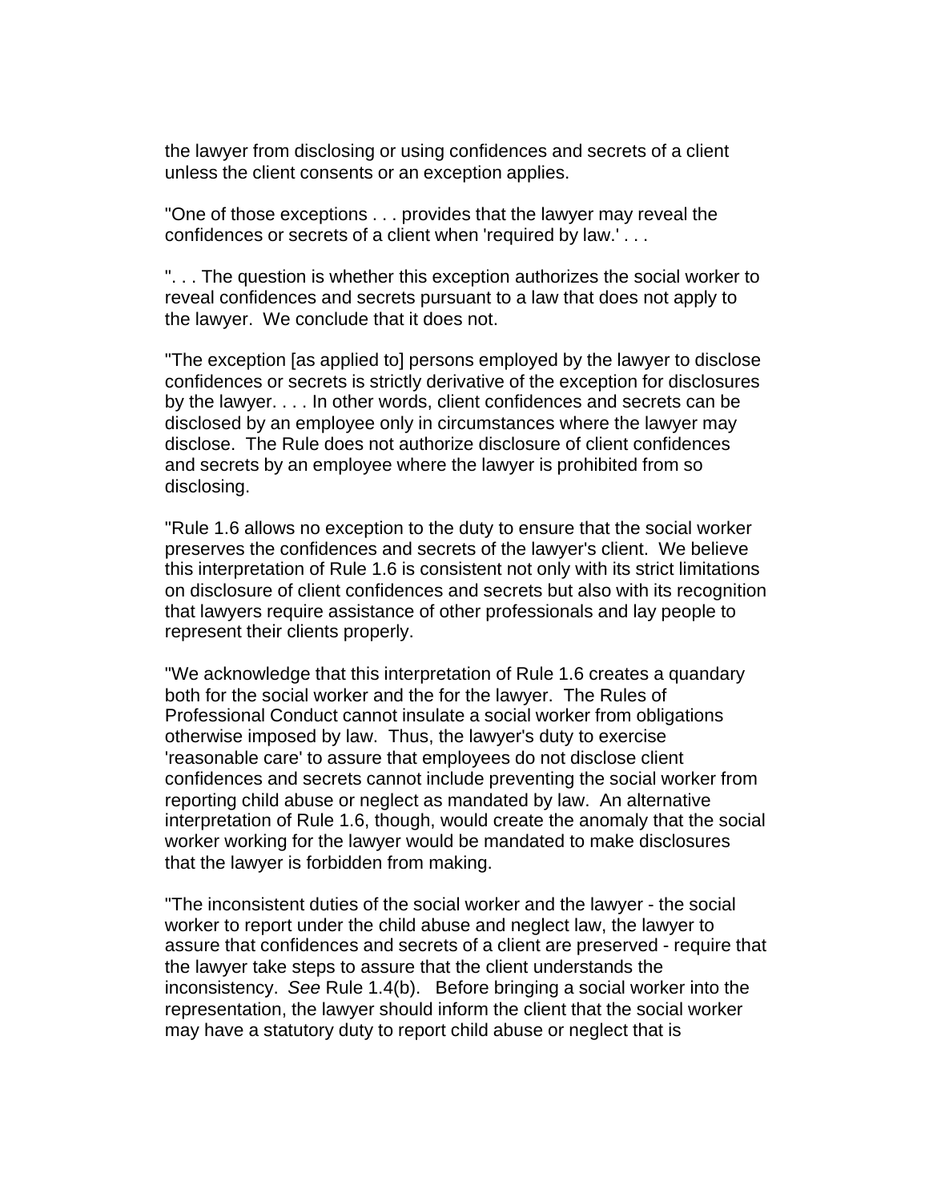the lawyer from disclosing or using confidences and secrets of a client unless the client consents or an exception applies.

"One of those exceptions . . . provides that the lawyer may reveal the confidences or secrets of a client when 'required by law.' . . .

". . . The question is whether this exception authorizes the social worker to reveal confidences and secrets pursuant to a law that does not apply to the lawyer.  We conclude that it does not.

"The exception [as applied to] persons employed by the lawyer to disclose confidences or secrets is strictly derivative of the exception for disclosures by the lawyer. . . . In other words, client confidences and secrets can be disclosed by an employee only in circumstances where the lawyer may disclose.  The Rule does not authorize disclosure of client confidences and secrets by an employee where the lawyer is prohibited from so disclosing.

"Rule 1.6 allows no exception to the duty to ensure that the social worker preserves the confidences and secrets of the lawyer's client.  We believe this interpretation of Rule 1.6 is consistent not only with its strict limitations on disclosure of client confidences and secrets but also with its recognition that lawyers require assistance of other professionals and lay people to represent their clients properly.

"We acknowledge that this interpretation of Rule 1.6 creates a quandary both for the social worker and the for the lawyer.  The Rules of Professional Conduct cannot insulate a social worker from obligations otherwise imposed by law.  Thus, the lawyer's duty to exercise 'reasonable care' to assure that employees do not disclose client confidences and secrets cannot include preventing the social worker from reporting child abuse or neglect as mandated by law.  An alternative interpretation of Rule 1.6, though, would create the anomaly that the social worker working for the lawyer would be mandated to make disclosures that the lawyer is forbidden from making.

"The inconsistent duties of the social worker and the lawyer - the social worker to report under the child abuse and neglect law, the lawyer to assure that confidences and secrets of a client are preserved - require that the lawyer take steps to assure that the client understands the inconsistency.  *See* Rule 1.4(b).   Before bringing a social worker into the representation, the lawyer should inform the client that the social worker may have a statutory duty to report child abuse or neglect that is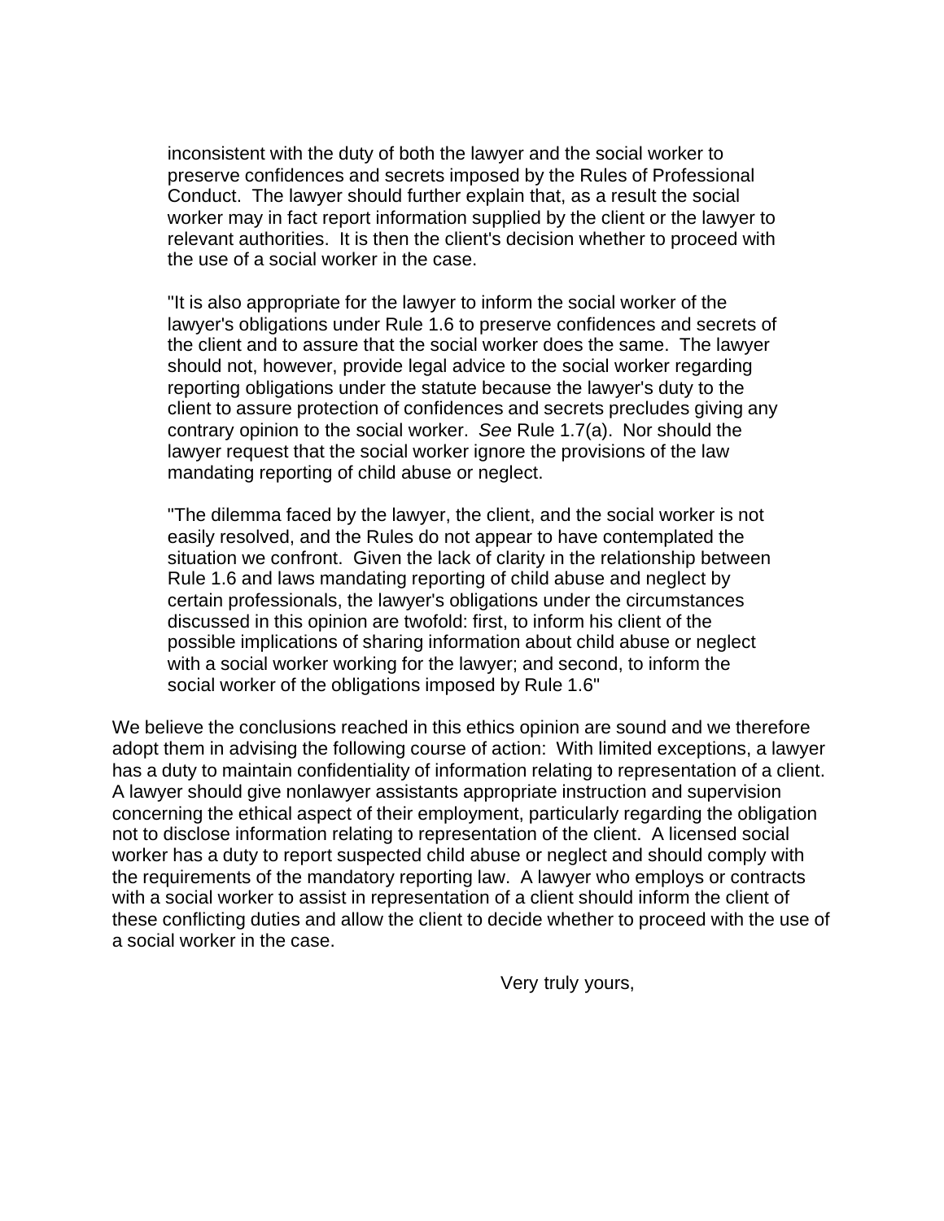> inconsistent with the duty of both the lawyer and the social worker to preserve confidences and secrets imposed by the Rules of Professional Conduct. The lawyer should further explain that, as a result the social worker may in fact report information supplied by the client or the lawyer to relevant authorities. It is then the client's decision whether to proceed with the use of a social worker in the case.
>
> "It is also appropriate for the lawyer to inform the social worker of the lawyer's obligations under Rule 1.6 to preserve confidences and secrets of the client and to assure that the social worker does the same. The lawyer should not, however, provide legal advice to the social worker regarding reporting obligations under the statute because the lawyer's duty to the client to assure protection of confidences and secrets precludes giving any contrary opinion to the social worker. *See* Rule 1.7(a). Nor should the lawyer request that the social worker ignore the provisions of the law mandating reporting of child abuse or neglect.
>
> "The dilemma faced by the lawyer, the client, and the social worker is not easily resolved, and the Rules do not appear to have contemplated the situation we confront. Given the lack of clarity in the relationship between Rule 1.6 and laws mandating reporting of child abuse and neglect by certain professionals, the lawyer's obligations under the circumstances discussed in this opinion are twofold: first, to inform his client of the possible implications of sharing information about child abuse or neglect with a social worker working for the lawyer; and second, to inform the social worker of the obligations imposed by Rule 1.6"

We believe the conclusions reached in this ethics opinion are sound and we therefore adopt them in advising the following course of action: With limited exceptions, a lawyer has a duty to maintain confidentiality of information relating to representation of a client. A lawyer should give nonlawyer assistants appropriate instruction and supervision concerning the ethical aspect of their employment, particularly regarding the obligation not to disclose information relating to representation of the client. A licensed social worker has a duty to report suspected child abuse or neglect and should comply with the requirements of the mandatory reporting law. A lawyer who employs or contracts with a social worker to assist in representation of a client should inform the client of these conflicting duties and allow the client to decide whether to proceed with the use of a social worker in the case.

Very truly yours,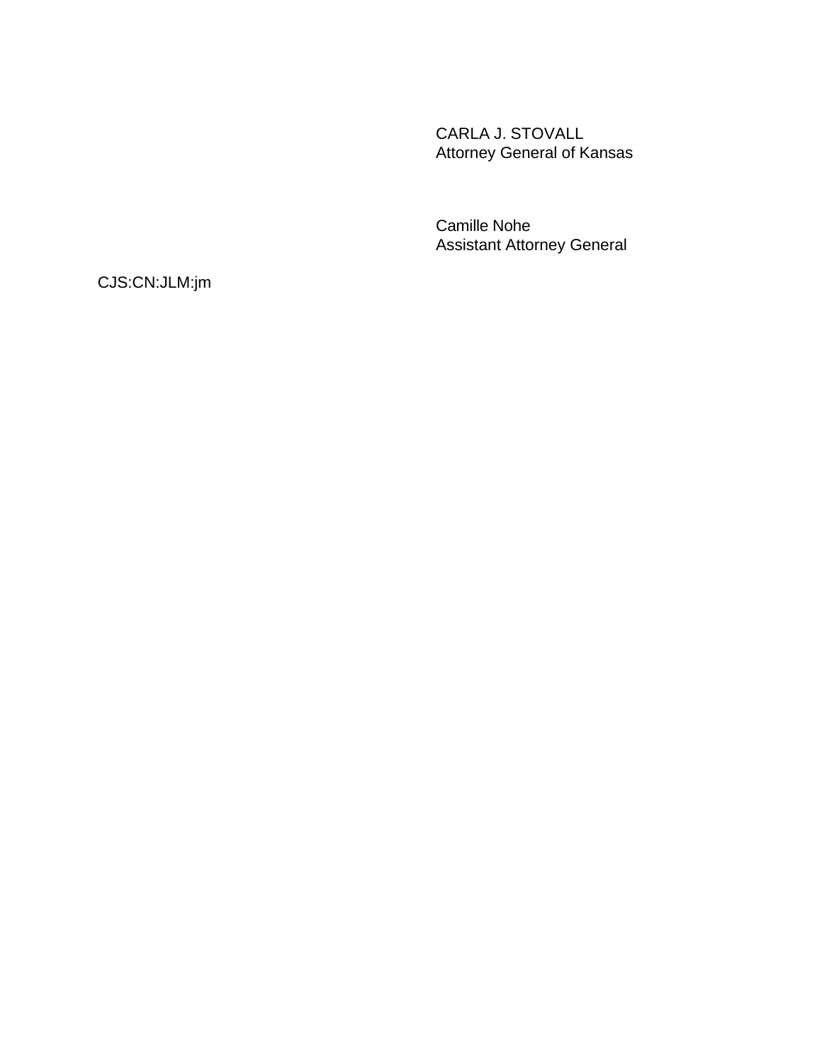CARLA J. STOVALL
Attorney General of Kansas

Camille Nohe
Assistant Attorney General

CJS:CN:JLM:jm